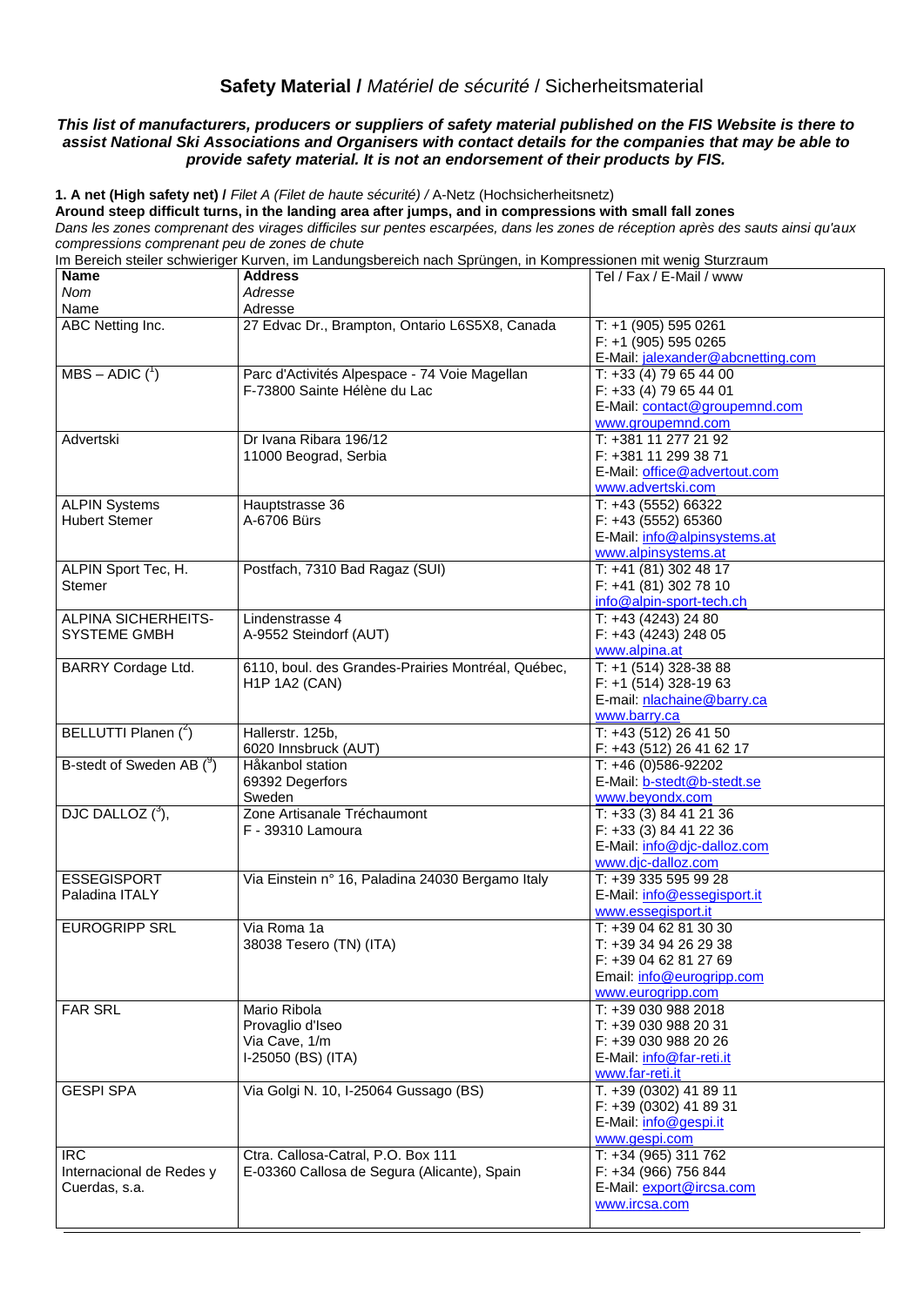## **Safety Material** / *Matériel de sécurité* / Sicherheitsmaterial

***This list of manufacturers, producers or suppliers of safety material published on the FIS Website is there to assist National Ski Associations and Organisers with contact details for the companies that may be able to provide safety material. It is not an endorsement of their products by FIS.***

**1. A net (High safety net) /** *Filet A (Filet de haute sécurité) /* A-Netz (Hochsicherheitsnetz)

**Around steep difficult turns, in the landing area after jumps, and in compressions with small fall zones**

*Dans les zones comprenant des virages difficiles sur pentes escarpées, dans les zones de réception après des sauts ainsi qu'aux compressions comprenant peu de zones de chute*

Im Bereich steiler schwieriger Kurven, im Landungsbereich nach Sprüngen, in Kompressionen mit wenig Sturzraum

| **Name**<br>*Nom*<br>Name | **Address**<br>*Adresse*<br>Adresse | Tel / Fax / E-Mail / www |
|---|---|---|
| ABC Netting Inc. | 27 Edvac Dr., Brampton, Ontario L6S5X8, Canada | T: +1 (905) 595 0261<br>F: +1 (905) 595 0265<br>E-Mail: jalexander@abcnetting.com |
| MBS – ADIC ([1]) | Parc d'Activités Alpespace - 74 Voie Magellan<br>F-73800 Sainte Hélène du Lac | T: +33 (4) 79 65 44 00<br>F: +33 (4) 79 65 44 01<br>E-Mail: contact@groupemnd.com<br>www.groupemnd.com |
| Advertski | Dr Ivana Ribara 196/12<br>11000 Beograd, Serbia | T: +381 11 277 21 92<br>F: +381 11 299 38 71<br>E-Mail: office@advertout.com<br>www.advertski.com |
| ALPIN Systems<br>Hubert Stemer | Hauptstrasse 36<br>A-6706 Bürs | T: +43 (5552) 66322<br>F: +43 (5552) 65360<br>E-Mail: info@alpinsystems.at<br>www.alpinsystems.at |
| ALPIN Sport Tec, H. Stemer | Postfach, 7310 Bad Ragaz (SUI) | T: +41 (81) 302 48 17<br>F: +41 (81) 302 78 10<br>info@alpin-sport-tech.ch |
| ALPINA SICHERHEITS-SYSTEME GMBH | Lindenstrasse 4<br>A-9552 Steindorf (AUT) | T: +43 (4243) 24 80<br>F: +43 (4243) 248 05<br>www.alpina.at |
| BARRY Cordage Ltd. | 6110, boul. des Grandes-Prairies Montréal, Québec, H1P 1A2 (CAN) | T: +1 (514) 328-38 88<br>F: +1 (514) 328-19 63<br>E-mail: nlachaine@barry.ca<br>www.barry.ca |
| BELLUTTI Planen ([2]) | Hallerstr. 125b,<br>6020 Innsbruck (AUT) | T: +43 (512) 26 41 50<br>F: +43 (512) 26 41 62 17 |
| B-stedt of Sweden AB ([9]) | Håkanbol station<br>69392 Degerfors<br>Sweden | T: +46 (0)586-92202<br>E-Mail: b-stedt@b-stedt.se<br>www.beyondx.com |
| DJC DALLOZ ([3]), | Zone Artisanale Tréchaumont<br>F - 39310 Lamoura | T: +33 (3) 84 41 21 36<br>F: +33 (3) 84 41 22 36<br>E-Mail: info@djc-dalloz.com<br>www.djc-dalloz.com |
| ESSEGISPORT<br>Paladina ITALY | Via Einstein n° 16, Paladina 24030 Bergamo Italy | T: +39 335 595 99 28<br>E-Mail: info@essegisport.it<br>www.essegisport.it |
| EUROGRIPP SRL | Via Roma 1a<br>38038 Tesero (TN) (ITA) | T: +39 04 62 81 30 30<br>T: +39 34 94 26 29 38<br>F: +39 04 62 81 27 69<br>Email: info@eurogripp.com<br>www.eurogripp.com |
| FAR SRL | Mario Ribola<br>Provaglio d'Iseo<br>Via Cave, 1/m<br>I-25050 (BS) (ITA) | T: +39 030 988 2018<br>T: +39 030 988 20 31<br>F: +39 030 988 20 26<br>E-Mail: info@far-reti.it<br>www.far-reti.it |
| GESPI SPA | Via Golgi N. 10, I-25064 Gussago (BS) | T. +39 (0302) 41 89 11<br>F: +39 (0302) 41 89 31<br>E-Mail: info@gespi.it<br>www.gespi.com |
| IRC<br>Internacional de Redes y Cuerdas, s.a. | Ctra. Callosa-Catral, P.O. Box 111<br>E-03360 Callosa de Segura (Alicante), Spain | T: +34 (965) 311 762<br>F: +34 (966) 756 844<br>E-Mail: export@ircsa.com<br>www.ircsa.com |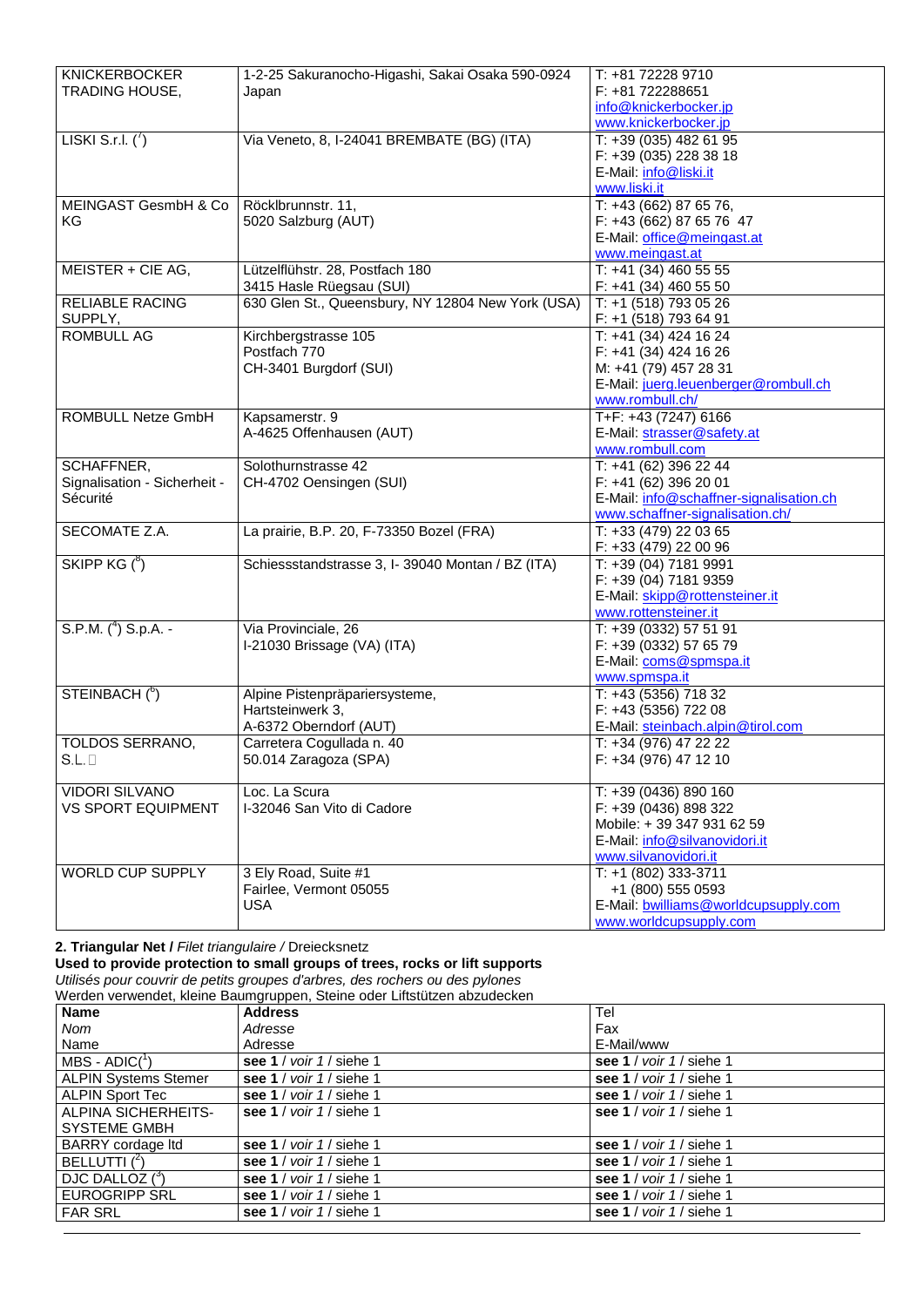| | | |
|---|---|---|
| KNICKERBOCKER TRADING HOUSE, | 1-2-25 Sakuranocho-Higashi, Sakai Osaka 590-0924 Japan | T: +81 72228 9710<br>F: +81 722288651<br>info@knickerbocker.jp<br>www.knickerbocker.jp |
| LISKI S.r.l. (7) | Via Veneto, 8, I-24041 BREMBATE (BG) (ITA) | T: +39 (035) 482 61 95<br>F: +39 (035) 228 38 18<br>E-Mail: info@liski.it<br>www.liski.it |
| MEINGAST GesmbH & Co KG | Röcklbrunnstr. 11,<br>5020 Salzburg (AUT) | T: +43 (662) 87 65 76,<br>F: +43 (662) 87 65 76 47<br>E-Mail: office@meingast.at<br>www.meingast.at |
| MEISTER + CIE AG, | Lützelflühstr. 28, Postfach 180<br>3415 Hasle Rüegsau (SUI) | T: +41 (34) 460 55 55<br>F: +41 (34) 460 55 50 |
| RELIABLE RACING SUPPLY, | 630 Glen St., Queensbury, NY 12804 New York (USA) | T: +1 (518) 793 05 26<br>F: +1 (518) 793 64 91 |
| ROMBULL AG | Kirchbergstrasse 105<br>Postfach 770<br>CH-3401 Burgdorf (SUI) | T: +41 (34) 424 16 24<br>F: +41 (34) 424 16 26<br>M: +41 (79) 457 28 31<br>E-Mail: juerg.leuenberger@rombull.ch<br>www.rombull.ch/ |
| ROMBULL Netze GmbH | Kapsamerstr. 9<br>A-4625 Offenhausen (AUT) | T+F: +43 (7247) 6166<br>E-Mail: strasser@safety.at<br>www.rombull.com |
| SCHAFFNER, Signalisation - Sicherheit - Sécurité | Solothurnstrasse 42<br>CH-4702 Oensingen (SUI) | T: +41 (62) 396 22 44<br>F: +41 (62) 396 20 01<br>E-Mail: info@schaffner-signalisation.ch<br>www.schaffner-signalisation.ch/ |
| SECOMATE Z.A. | La prairie, B.P. 20, F-73350 Bozel (FRA) | T: +33 (479) 22 03 65<br>F: +33 (479) 22 00 96 |
| SKIPP KG (8) | Schiessstandstrasse 3, I- 39040 Montan / BZ (ITA) | T: +39 (04) 7181 9991<br>F: +39 (04) 7181 9359<br>E-Mail: skipp@rottensteiner.it<br>www.rottensteiner.it |
| S.P.M. (4) S.p.A. - | Via Provinciale, 26<br>I-21030 Brissage (VA) (ITA) | T: +39 (0332) 57 51 91<br>F: +39 (0332) 57 65 79<br>E-Mail: coms@spmspa.it<br>www.spmspa.it |
| STEINBACH (6) | Alpine Pistenpräpariersysteme,<br>Hartsteinwerk 3,<br>A-6372 Oberndorf (AUT) | T: +43 (5356) 718 32<br>F: +43 (5356) 722 08<br>E-Mail: steinbach.alpin@tirol.com |
| TOLDOS SERRANO, S.L. | Carretera Cogullada n. 40<br>50.014 Zaragoza (SPA) | T: +34 (976) 47 22 22<br>F: +34 (976) 47 12 10 |
| VIDORI SILVANO<br>VS SPORT EQUIPMENT | Loc. La Scura<br>I-32046 San Vito di Cadore | T: +39 (0436) 890 160<br>F: +39 (0436) 898 322<br>Mobile: + 39 347 931 62 59<br>E-Mail: info@silvanovidori.it<br>www.silvanovidori.it |
| WORLD CUP SUPPLY | 3 Ely Road, Suite #1<br>Fairlee, Vermont 05055<br>USA | T: +1 (802) 333-3711<br>+1 (800) 555 0593<br>E-Mail: bwilliams@worldcupsupply.com<br>www.worldcupsupply.com |

**2. Triangular Net /** *Filet triangulaire /* Dreiecksnetz

**Used to provide protection to small groups of trees, rocks or lift supports**

*Utilisés pour couvrir de petits groupes d'arbres, des rochers ou des pylones*

Werden verwendet, kleine Baumgruppen, Steine oder Liftstützen abzudecken

| **Name**<br>*Nom*<br>Name | **Address**<br>*Adresse*<br>Adresse | Tel<br>Fax<br>E-Mail/www |
|---|---|---|
| MBS - ADIC(1) | **see 1** / *voir 1* / siehe 1 | **see 1** / *voir 1* / siehe 1 |
| ALPIN Systems Sterner | **see 1** / *voir 1* / siehe 1 | **see 1** / *voir 1* / siehe 1 |
| ALPIN Sport Tec | **see 1** / *voir 1* / siehe 1 | **see 1** / *voir 1* / siehe 1 |
| ALPINA SICHERHEITS-SYSTEME GMBH | **see 1** / *voir 1* / siehe 1 | **see 1** / *voir 1* / siehe 1 |
| BARRY cordage ltd | **see 1** / *voir 1* / siehe 1 | **see 1** / *voir 1* / siehe 1 |
| BELLUTTI (2) | **see 1** / *voir 1* / siehe 1 | **see 1** / *voir 1* / siehe 1 |
| DJC DALLOZ (3) | **see 1** / *voir 1* / siehe 1 | **see 1** / *voir 1* / siehe 1 |
| EUROGRIPP SRL | **see 1** / *voir 1* / siehe 1 | **see 1** / *voir 1* / siehe 1 |
| FAR SRL | **see 1** / *voir 1* / siehe 1 | **see 1** / *voir 1* / siehe 1 |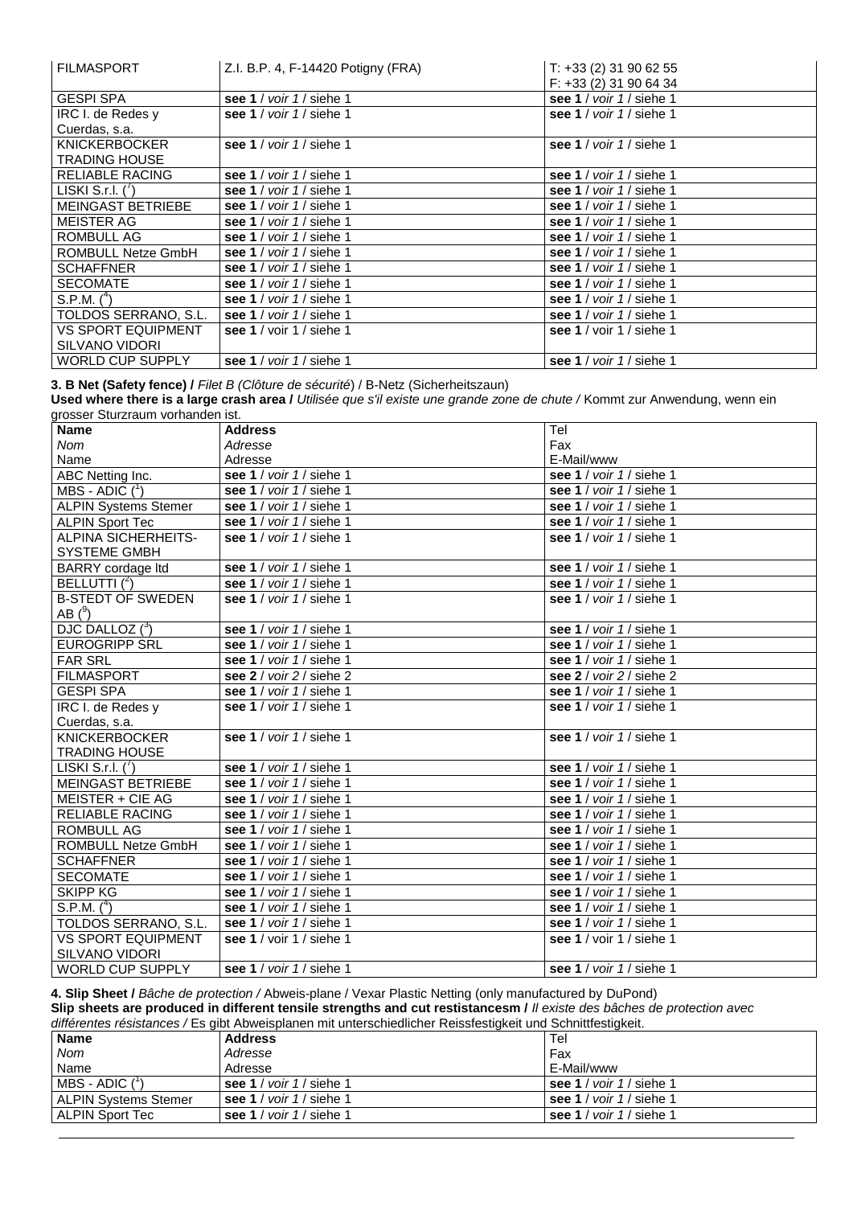| FILMASPORT | Z.I. B.P. 4, F-14420 Potigny (FRA) | T: +33 (2) 31 90 62 55<br>F: +33 (2) 31 90 64 34 |
|---|---|---|
| GESPI SPA | **see 1** / *voir 1* / siehe 1 | **see 1** / *voir 1* / siehe 1 |
| IRC I. de Redes y Cuerdas, s.a. | **see 1** / *voir 1* / siehe 1 | **see 1** / *voir 1* / siehe 1 |
| KNICKERBOCKER TRADING HOUSE | **see 1** / *voir 1* / siehe 1 | **see 1** / *voir 1* / siehe 1 |
| RELIABLE RACING | **see 1** / *voir 1* / siehe 1 | **see 1** / *voir 1* / siehe 1 |
| LISKI S.r.l. ([7]) | **see 1** / *voir 1* / siehe 1 | **see 1** / *voir 1* / siehe 1 |
| MEINGAST BETRIEBE | **see 1** / *voir 1* / siehe 1 | **see 1** / *voir 1* / siehe 1 |
| MEISTER AG | **see 1** / *voir 1* / siehe 1 | **see 1** / *voir 1* / siehe 1 |
| ROMBULL AG | **see 1** / *voir 1* / siehe 1 | **see 1** / *voir 1* / siehe 1 |
| ROMBULL Netze GmbH | **see 1** / *voir 1* / siehe 1 | **see 1** / *voir 1* / siehe 1 |
| SCHAFFNER | **see 1** / *voir 1* / siehe 1 | **see 1** / *voir 1* / siehe 1 |
| SECOMATE | **see 1** / *voir 1* / siehe 1 | **see 1** / *voir 1* / siehe 1 |
| S.P.M. ([4]) | **see 1** / *voir 1* / siehe 1 | **see 1** / *voir 1* / siehe 1 |
| TOLDOS SERRANO, S.L. | **see 1** / *voir 1* / siehe 1 | **see 1** / *voir 1* / siehe 1 |
| VS SPORT EQUIPMENT SILVANO VIDORI | **see 1** / voir 1 / siehe 1 | **see 1** / voir 1 / siehe 1 |
| WORLD CUP SUPPLY | **see 1** / *voir 1* / siehe 1 | **see 1** / *voir 1* / siehe 1 |

**3. B Net (Safety fence) /** *Filet B (Clôture de sécurité)* / B-Netz (Sicherheitszaun)

**Used where there is a large crash area /** *Utilisée que s'il existe une grande zone de chute /* Kommt zur Anwendung, wenn ein grosser Sturzraum vorhanden ist.

| **Name**<br>*Nom*<br>Name | **Address**<br>*Adresse*<br>Adresse | Tel<br>Fax<br>E-Mail/www |
|---|---|---|
| ABC Netting Inc. | **see 1** / *voir 1* / siehe 1 | **see 1** / *voir 1* / siehe 1 |
| MBS - ADIC ([1]) | **see 1** / *voir 1* / siehe 1 | **see 1** / *voir 1* / siehe 1 |
| ALPIN Systems Stemer | **see 1** / *voir 1* / siehe 1 | **see 1** / *voir 1* / siehe 1 |
| ALPIN Sport Tec | **see 1** / *voir 1* / siehe 1 | **see 1** / *voir 1* / siehe 1 |
| ALPINA SICHERHEITS-SYSTEME GMBH | **see 1** / *voir 1* / siehe 1 | **see 1** / *voir 1* / siehe 1 |
| BARRY cordage ltd | **see 1** / *voir 1* / siehe 1 | **see 1** / *voir 1* / siehe 1 |
| BELLUTTI ([2]) | **see 1** / *voir 1* / siehe 1 | **see 1** / *voir 1* / siehe 1 |
| B-STEDT OF SWEDEN AB ([9]) | **see 1** / *voir 1* / siehe 1 | **see 1** / *voir 1* / siehe 1 |
| DJC DALLOZ ([3]) | **see 1** / *voir 1* / siehe 1 | **see 1** / *voir 1* / siehe 1 |
| EUROGRIPP SRL | **see 1** / *voir 1* / siehe 1 | **see 1** / *voir 1* / siehe 1 |
| FAR SRL | **see 1** / *voir 1* / siehe 1 | **see 1** / *voir 1* / siehe 1 |
| FILMASPORT | **see 2** / *voir 2* / siehe 2 | **see 2** / *voir 2* / siehe 2 |
| GESPI SPA | **see 1** / *voir 1* / siehe 1 | **see 1** / *voir 1* / siehe 1 |
| IRC I. de Redes y Cuerdas, s.a. | **see 1** / *voir 1* / siehe 1 | **see 1** / *voir 1* / siehe 1 |
| KNICKERBOCKER TRADING HOUSE | **see 1** / *voir 1* / siehe 1 | **see 1** / *voir 1* / siehe 1 |
| LISKI S.r.l. ([7]) | **see 1** / *voir 1* / siehe 1 | **see 1** / *voir 1* / siehe 1 |
| MEINGAST BETRIEBE | **see 1** / *voir 1* / siehe 1 | **see 1** / *voir 1* / siehe 1 |
| MEISTER + CIE AG | **see 1** / *voir 1* / siehe 1 | **see 1** / *voir 1* / siehe 1 |
| RELIABLE RACING | **see 1** / *voir 1* / siehe 1 | **see 1** / *voir 1* / siehe 1 |
| ROMBULL AG | **see 1** / *voir 1* / siehe 1 | **see 1** / *voir 1* / siehe 1 |
| ROMBULL Netze GmbH | **see 1** / *voir 1* / siehe 1 | **see 1** / *voir 1* / siehe 1 |
| SCHAFFNER | **see 1** / *voir 1* / siehe 1 | **see 1** / *voir 1* / siehe 1 |
| SECOMATE | **see 1** / *voir 1* / siehe 1 | **see 1** / *voir 1* / siehe 1 |
| SKIPP KG | **see 1** / *voir 1* / siehe 1 | **see 1** / *voir 1* / siehe 1 |
| S.P.M. ([4]) | **see 1** / *voir 1* / siehe 1 | **see 1** / *voir 1* / siehe 1 |
| TOLDOS SERRANO, S.L. | **see 1** / *voir 1* / siehe 1 | **see 1** / *voir 1* / siehe 1 |
| VS SPORT EQUIPMENT SILVANO VIDORI | **see 1** / voir 1 / siehe 1 | **see 1** / voir 1 / siehe 1 |
| WORLD CUP SUPPLY | **see 1** / *voir 1* / siehe 1 | **see 1** / *voir 1* / siehe 1 |

**4. Slip Sheet /** *Bâche de protection /* Abweis-plane / Vexar Plastic Netting (only manufactured by DuPond)

**Slip sheets are produced in different tensile strengths and cut restistancesm /** *Il existe des bâches de protection avec différentes résistances /* Es gibt Abweisplanen mit unterschiedlicher Reissfestigkeit und Schnittfestigkeit.

| **Name**<br>*Nom*<br>Name | **Address**<br>*Adresse*<br>Adresse | Tel<br>Fax<br>E-Mail/www |
|---|---|---|
| MBS - ADIC ([1]) | **see 1** / *voir 1* / siehe 1 | **see 1** / *voir 1* / siehe 1 |
| ALPIN Systems Stemer | **see 1** / *voir 1* / siehe 1 | **see 1** / *voir 1* / siehe 1 |
| ALPIN Sport Tec | **see 1** / *voir 1* / siehe 1 | **see 1** / *voir 1* / siehe 1 |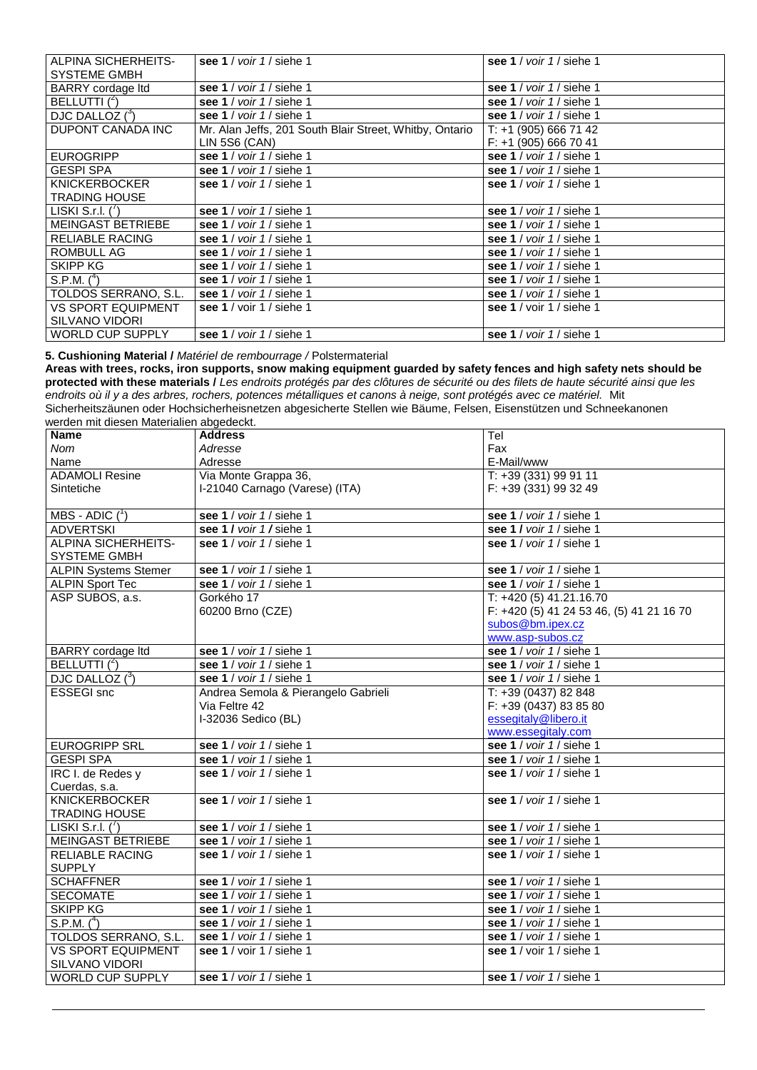| | | |
|---|---|---|
| ALPINA SICHERHEITS-SYSTEME GMBH | **see 1** / *voir 1* / siehe 1 | **see 1** / *voir 1* / siehe 1 |
| BARRY cordage ltd | **see 1** / *voir 1* / siehe 1 | **see 1** / *voir 1* / siehe 1 |
| BELLUTTI ([2]) | **see 1** / *voir 1* / siehe 1 | **see 1** / *voir 1* / siehe 1 |
| DJC DALLOZ ([3]) | **see 1** / *voir 1* / siehe 1 | **see 1** / *voir 1* / siehe 1 |
| DUPONT CANADA INC | Mr. Alan Jeffs, 201 South Blair Street, Whitby, Ontario LIN 5S6 (CAN) | T: +1 (905) 666 71 42<br>F: +1 (905) 666 70 41 |
| EUROGRIPP | **see 1** / *voir 1* / siehe 1 | **see 1** / *voir 1* / siehe 1 |
| GESPI SPA | **see 1** / *voir 1* / siehe 1 | **see 1** / *voir 1* / siehe 1 |
| KNICKERBOCKER TRADING HOUSE | **see 1** / *voir 1* / siehe 1 | **see 1** / *voir 1* / siehe 1 |
| LISKI S.r.l. ([1]) | **see 1** / *voir 1* / siehe 1 | **see 1** / *voir 1* / siehe 1 |
| MEINGAST BETRIEBE | **see 1** / *voir 1* / siehe 1 | **see 1** / *voir 1* / siehe 1 |
| RELIABLE RACING | **see 1** / *voir 1* / siehe 1 | **see 1** / *voir 1* / siehe 1 |
| ROMBULL AG | **see 1** / *voir 1* / siehe 1 | **see 1** / *voir 1* / siehe 1 |
| SKIPP KG | **see 1** / *voir 1* / siehe 1 | **see 1** / *voir 1* / siehe 1 |
| S.P.M. ([4]) | **see 1** / *voir 1* / siehe 1 | **see 1** / *voir 1* / siehe 1 |
| TOLDOS SERRANO, S.L. | **see 1** / *voir 1* / siehe 1 | **see 1** / *voir 1* / siehe 1 |
| VS SPORT EQUIPMENT SILVANO VIDORI | **see 1** / voir 1 / siehe 1 | **see 1** / voir 1 / siehe 1 |
| WORLD CUP SUPPLY | **see 1** / *voir 1* / siehe 1 | **see 1** / *voir 1* / siehe 1 |

**5. Cushioning Material /** *Matériel de rembourrage /* Polstermaterial

**Areas with trees, rocks, iron supports, snow making equipment guarded by safety fences and high safety nets should be protected with these materials /** *Les endroits protégés par des clôtures de sécurité ou des filets de haute sécurité ainsi que les endroits où il y a des arbres, rochers, potences métalliques et canons à neige, sont protégés avec ce matériel.* Mit Sicherheitszäunen oder Hochsicherheisnetzen abgesicherte Stellen wie Bäume, Felsen, Eisenstützen und Schneekanonen werden mit diesen Materialien abgedeckt.

| **Name**<br>*Nom*<br>Name | **Address**<br>*Adresse*<br>Adresse | Tel<br>Fax<br>E-Mail/www |
|---|---|---|
| ADAMOLI Resine Sintetiche | Via Monte Grappa 36,<br>I-21040 Carnago (Varese) (ITA) | T: +39 (331) 99 91 11<br>F: +39 (331) 99 32 49 |
| MBS - ADIC ([1]) | **see 1** / *voir 1* / siehe 1 | **see 1** / *voir 1* / siehe 1 |
| ADVERTSKI | **see 1 /** *voir 1* **/** siehe 1 | **see 1 /** *voir 1* **/** siehe 1 |
| ALPINA SICHERHEITS-SYSTEME GMBH | **see 1** / *voir 1* / siehe 1 | **see 1** / *voir 1* / siehe 1 |
| ALPIN Systems Stemer | **see 1** / *voir 1* / siehe 1 | **see 1** / *voir 1* / siehe 1 |
| ALPIN Sport Tec | **see 1** / *voir 1* / siehe 1 | **see 1** / *voir 1* / siehe 1 |
| ASP SUBOS, a.s. | Gorkého 17<br>60200 Brno (CZE) | T: +420 (5) 41.21.16.70<br>F: +420 (5) 41 24 53 46, (5) 41 21 16 70<br>subos@bm.ipex.cz<br>www.asp-subos.cz |
| BARRY cordage ltd | **see 1** / *voir 1* / siehe 1 | **see 1** / *voir 1* / siehe 1 |
| BELLUTTI ([2]) | **see 1** / *voir 1* / siehe 1 | **see 1** / *voir 1* / siehe 1 |
| DJC DALLOZ ([3]) | **see 1** / *voir 1* / siehe 1 | **see 1** / *voir 1* / siehe 1 |
| ESSEGI snc | Andrea Semola & Pierangelo Gabrieli<br>Via Feltre 42<br>I-32036 Sedico (BL) | T: +39 (0437) 82 848<br>F: +39 (0437) 83 85 80<br>essegitaly@libero.it<br>www.essegitaly.com |
| EUROGRIPP SRL | **see 1** / *voir 1* / siehe 1 | **see 1** / *voir 1* / siehe 1 |
| GESPI SPA | **see 1** / *voir 1* / siehe 1 | **see 1** / *voir 1* / siehe 1 |
| IRC I. de Redes y Cuerdas, s.a. | **see 1** / *voir 1* / siehe 1 | **see 1** / *voir 1* / siehe 1 |
| KNICKERBOCKER TRADING HOUSE | **see 1** / *voir 1* / siehe 1 | **see 1** / *voir 1* / siehe 1 |
| LISKI S.r.l. ([1]) | **see 1** / *voir 1* / siehe 1 | **see 1** / *voir 1* / siehe 1 |
| MEINGAST BETRIEBE | **see 1** / *voir 1* / siehe 1 | **see 1** / *voir 1* / siehe 1 |
| RELIABLE RACING SUPPLY | **see 1** / *voir 1* / siehe 1 | **see 1** / *voir 1* / siehe 1 |
| SCHAFFNER | **see 1** / *voir 1* / siehe 1 | **see 1** / *voir 1* / siehe 1 |
| SECOMATE | **see 1** / *voir 1* / siehe 1 | **see 1** / *voir 1* / siehe 1 |
| SKIPP KG | **see 1** / *voir 1* / siehe 1 | **see 1** / *voir 1* / siehe 1 |
| S.P.M. ([4]) | **see 1** / *voir 1* / siehe 1 | **see 1** / *voir 1* / siehe 1 |
| TOLDOS SERRANO, S.L. | **see 1** / *voir 1* / siehe 1 | **see 1** / *voir 1* / siehe 1 |
| VS SPORT EQUIPMENT SILVANO VIDORI | **see 1** / voir 1 / siehe 1 | **see 1** / voir 1 / siehe 1 |
| WORLD CUP SUPPLY | **see 1** / *voir 1* / siehe 1 | **see 1** / *voir 1* / siehe 1 |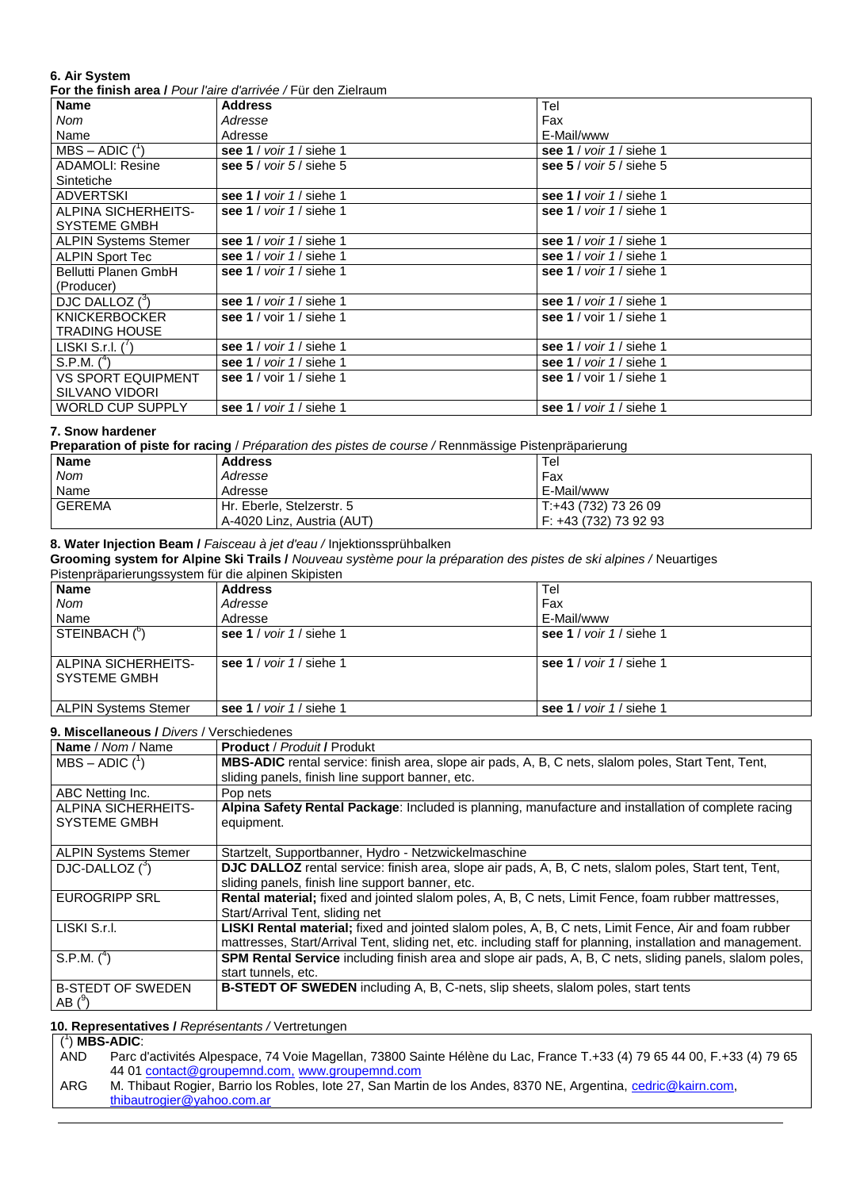#### 6. Air System

**For the finish area /** *Pour l'aire d'arrivée /* Für den Zielraum

| **Name**<br>*Nom*<br>Name | **Address**<br>*Adresse*<br>Adresse | Tel<br>Fax<br>E-Mail/www |
|---|---|---|
| MBS – ADIC ([1]) | **see 1** / *voir 1* / siehe 1 | **see 1** / *voir 1* / siehe 1 |
| ADAMOLI: Resine Sintetiche | **see 5** / *voir 5* / siehe 5 | **see 5** / *voir 5* / siehe 5 |
| ADVERTSKI | **see 1 /** *voir 1* / siehe 1 | **see 1 /** *voir 1* / siehe 1 |
| ALPINA SICHERHEITS-SYSTEME GMBH | **see 1** / *voir 1* / siehe 1 | **see 1** / *voir 1* / siehe 1 |
| ALPIN Systems Stemer | **see 1** / *voir 1* / siehe 1 | **see 1** / *voir 1* / siehe 1 |
| ALPIN Sport Tec | **see 1** / *voir 1* / siehe 1 | **see 1** / *voir 1* / siehe 1 |
| Bellutti Planen GmbH (Producer) | **see 1** / *voir 1* / siehe 1 | **see 1** / *voir 1* / siehe 1 |
| DJC DALLOZ ([3]) | **see 1** / *voir 1* / siehe 1 | **see 1** / *voir 1* / siehe 1 |
| KNICKERBOCKER TRADING HOUSE | **see 1** / voir 1 / siehe 1 | **see 1** / voir 1 / siehe 1 |
| LISKI S.r.l. ([7]) | **see 1** / *voir 1* / siehe 1 | **see 1** / *voir 1* / siehe 1 |
| S.P.M. ([4]) | **see 1** / *voir 1* / siehe 1 | **see 1** / *voir 1* / siehe 1 |
| VS SPORT EQUIPMENT SILVANO VIDORI | **see 1** / voir 1 / siehe 1 | **see 1** / voir 1 / siehe 1 |
| WORLD CUP SUPPLY | **see 1** / *voir 1* / siehe 1 | **see 1** / *voir 1* / siehe 1 |

#### 7. Snow hardener

**Preparation of piste for racing** / *Préparation des pistes de course /* Rennmässige Pistenpräparierung

| **Name**<br>*Nom*<br>Name | **Address**<br>*Adresse*<br>Adresse | Tel<br>Fax<br>E-Mail/www |
|---|---|---|
| GEREMA | Hr. Eberle, Stelzerstr. 5<br>A-4020 Linz, Austria (AUT) | T:+43 (732) 73 26 09<br>F: +43 (732) 73 92 93 |

#### 8. Water Injection Beam / *Faisceau à jet d'eau /* Injektionssprühbalken

**Grooming system for Alpine Ski Trails /** *Nouveau système pour la préparation des pistes de ski alpines /* Neuartiges Pistenpräparierungssystem für die alpinen Skipisten

| **Name**<br>*Nom*<br>Name | **Address**<br>*Adresse*<br>Adresse | Tel<br>Fax<br>E-Mail/www |
|---|---|---|
| STEINBACH ([6]) | **see 1** / *voir 1* / siehe 1 | **see 1** / *voir 1* / siehe 1 |
| ALPINA SICHERHEITS-SYSTEME GMBH | **see 1** / *voir 1* / siehe 1 | **see 1** / *voir 1* / siehe 1 |
| ALPIN Systems Stemer | **see 1** / *voir 1* / siehe 1 | **see 1** / *voir 1* / siehe 1 |

#### 9. Miscellaneous / *Divers* / Verschiedenes

| **Name** / *Nom* / Name | **Product** / *Produit* **/** Produkt |
|---|---|
| MBS – ADIC ([1]) | **MBS-ADIC** rental service: finish area, slope air pads, A, B, C nets, slalom poles, Start Tent, Tent, sliding panels, finish line support banner, etc. |
| ABC Netting Inc. | Pop nets |
| ALPINA SICHERHEITS-SYSTEME GMBH | **Alpina Safety Rental Package**: Included is planning, manufacture and installation of complete racing equipment. |
| ALPIN Systems Stemer | Startzelt, Supportbanner, Hydro - Netzwickelmaschine |
| DJC-DALLOZ ([3]) | **DJC DALLOZ** rental service: finish area, slope air pads, A, B, C nets, slalom poles, Start tent, Tent, sliding panels, finish line support banner, etc. |
| EUROGRIPP SRL | **Rental material;** fixed and jointed slalom poles, A, B, C nets, Limit Fence, foam rubber mattresses, Start/Arrival Tent, sliding net |
| LISKI S.r.l. | **LISKI Rental material;** fixed and jointed slalom poles, A, B, C nets, Limit Fence, Air and foam rubber mattresses, Start/Arrival Tent, sliding net, etc. including staff for planning, installation and management. |
| S.P.M. ([4]) | **SPM Rental Service** including finish area and slope air pads, A, B, C nets, sliding panels, slalom poles, start tunnels, etc. |
| B-STEDT OF SWEDEN AB ([9]) | **B-STEDT OF SWEDEN** including A, B, C-nets, slip sheets, slalom poles, start tents |

#### 10. Representatives / *Représentants /* Vertretungen

([1]) **MBS-ADIC**:

| | |
|---|---|
| AND | Parc d'activités Alpespace, 74 Voie Magellan, 73800 Sainte Hélène du Lac, France T.+33 (4) 79 65 44 00, F.+33 (4) 79 65 44 01 contact@groupemnd.com, www.groupemnd.com |
| ARG | M. Thibaut Rogier, Barrio los Robles, lote 27, San Martin de los Andes, 8370 NE, Argentina, cedric@kairn.com, thibautrogier@yahoo.com.ar |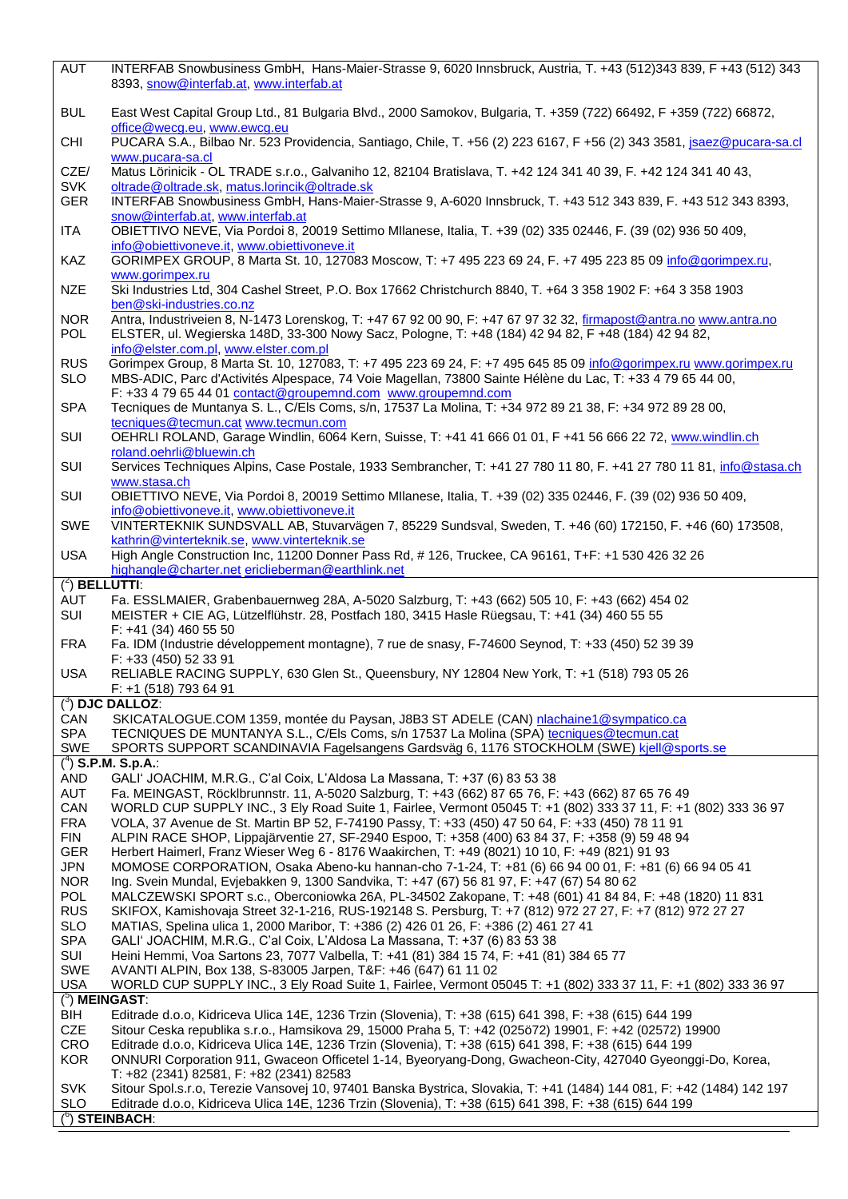| | |
|---|---|
| AUT | INTERFAB Snowbusiness GmbH, Hans-Maier-Strasse 9, 6020 Innsbruck, Austria, T. +43 (512)343 839, F +43 (512) 343 8393, snow@interfab.at, www.interfab.at |
| BUL | East West Capital Group Ltd., 81 Bulgaria Blvd., 2000 Samokov, Bulgaria, T. +359 (722) 66492, F +359 (722) 66872, office@wecg.eu, www.ewcg.eu |
| CHI | PUCARA S.A., Bilbao Nr. 523 Providencia, Santiago, Chile, T. +56 (2) 223 6167, F +56 (2) 343 3581, jsaez@pucara-sa.cl www.pucara-sa.cl |
| CZE/ SVK | Matus Lörinicik - OL TRADE s.r.o., Galvaniho 12, 82104 Bratislava, T. +42 124 341 40 39, F. +42 124 341 40 43, oltrade@oltrade.sk, matus.lorincik@oltrade.sk |
| GER | INTERFAB Snowbusiness GmbH, Hans-Maier-Strasse 9, A-6020 Innsbruck, T. +43 512 343 839, F. +43 512 343 8393, snow@interfab.at, www.interfab.at |
| ITA | OBIETTIVO NEVE, Via Pordoi 8, 20019 Settimo MIlanese, Italia, T. +39 (02) 335 02446, F. (39 (02) 936 50 409, info@obiettivoneve.it, www.obiettivoneve.it |
| KAZ | GORIMPEX GROUP, 8 Marta St. 10, 127083 Moscow, T: +7 495 223 69 24, F. +7 495 223 85 09 info@gorimpex.ru, www.gorimpex.ru |
| NZE | Ski Industries Ltd, 304 Cashel Street, P.O. Box 17662 Christchurch 8840, T. +64 3 358 1902 F: +64 3 358 1903 ben@ski-industries.co.nz |
| NOR | Antra, Industriveien 8, N-1473 Lorenskog, T: +47 67 92 00 90, F: +47 67 97 32 32, firmapost@antra.no www.antra.no |
| POL | ELSTER, ul. Wegierska 148D, 33-300 Nowy Sacz, Pologne, T: +48 (184) 42 94 82, F +48 (184) 42 94 82, info@elster.com.pl, www.elster.com.pl |
| RUS | Gorimpex Group, 8 Marta St. 10, 127083, T: +7 495 223 69 24, F: +7 495 645 85 09 info@gorimpex.ru www.gorimpex.ru |
| SLO | MBS-ADIC, Parc d'Activités Alpespace, 74 Voie Magellan, 73800 Sainte Hélène du Lac, T: +33 4 79 65 44 00, F: +33 4 79 65 44 01 contact@groupemnd.com www.groupemnd.com |
| SPA | Tecniques de Muntanya S. L., C/Els Coms, s/n, 17537 La Molina, T: +34 972 89 21 38, F: +34 972 89 28 00, tecniques@tecmun.cat www.tecmun.com |
| SUI | OEHRLI ROLAND, Garage Windlin, 6064 Kern, Suisse, T: +41 41 666 01 01, F +41 56 666 22 72, www.windlin.ch roland.oehrli@bluewin.ch |
| SUI | Services Techniques Alpins, Case Postale, 1933 Sembrancher, T: +41 27 780 11 80, F. +41 27 780 11 81, info@stasa.ch www.stasa.ch |
| SUI | OBIETTIVO NEVE, Via Pordoi 8, 20019 Settimo MIlanese, Italia, T. +39 (02) 335 02446, F. (39 (02) 936 50 409, info@obiettivoneve.it, www.obiettivoneve.it |
| SWE | VINTERTEKNIK SUNDSVALL AB, Stuvarvägen 7, 85229 Sundsval, Sweden, T. +46 (60) 172150, F. +46 (60) 173508, kathrin@vinterteknik.se, www.vinterteknik.se |
| USA | High Angle Construction Inc, 11200 Donner Pass Rd, # 126, Truckee, CA 96161, T+F: +1 530 426 32 26 highangle@charter.net ericlieberman@earthlink.net |
| ([2]) **BELLUTTI**: | |
| AUT | Fa. ESSLMAIER, Grabenbauernweg 28A, A-5020 Salzburg, T: +43 (662) 505 10, F: +43 (662) 454 02 |
| SUI | MEISTER + CIE AG, Lützelflühstr. 28, Postfach 180, 3415 Hasle Rüegsau, T: +41 (34) 460 55 55 F: +41 (34) 460 55 50 |
| FRA | Fa. IDM (Industrie développement montagne), 7 rue de snasy, F-74600 Seynod, T: +33 (450) 52 39 39 F: +33 (450) 52 33 91 |
| USA | RELIABLE RACING SUPPLY, 630 Glen St., Queensbury, NY 12804 New York, T: +1 (518) 793 05 26 F: +1 (518) 793 64 91 |
| ([3]) **DJC DALLOZ**: | |
| CAN | SKICATALOGUE.COM 1359, montée du Paysan, J8B3 ST ADELE (CAN) nlachaine1@sympatico.ca |
| SPA | TECNIQUES DE MUNTANYA S.L., C/Els Coms, s/n 17537 La Molina (SPA) tecniques@tecmun.cat |
| SWE | SPORTS SUPPORT SCANDINAVIA Fagelsangens Gardsväg 6, 1176 STOCKHOLM (SWE) kjell@sports.se |
| ([4]) **S.P.M. S.p.A.**: | |
| AND | GALI' JOACHIM, M.R.G., C'al Coix, L'Aldosa La Massana, T: +37 (6) 83 53 38 |
| AUT | Fa. MEINGAST, Röcklbrunnstr. 11, A-5020 Salzburg, T: +43 (662) 87 65 76, F: +43 (662) 87 65 76 49 |
| CAN | WORLD CUP SUPPLY INC., 3 Ely Road Suite 1, Fairlee, Vermont 05045 T: +1 (802) 333 37 11, F: +1 (802) 333 36 97 |
| FRA | VOLA, 37 Avenue de St. Martin BP 52, F-74190 Passy, T: +33 (450) 47 50 64, F: +33 (450) 78 11 91 |
| FIN | ALPIN RACE SHOP, Lippajärventie 27, SF-2940 Espoo, T: +358 (400) 63 84 37, F: +358 (9) 59 48 94 |
| GER | Herbert Haimerl, Franz Wieser Weg 6 - 8176 Waakirchen, T: +49 (8021) 10 10, F: +49 (821) 91 93 |
| JPN | MOMOSE CORPORATION, Osaka Abeno-ku hannan-cho 7-1-24, T: +81 (6) 66 94 00 01, F: +81 (6) 66 94 05 41 |
| NOR | Ing. Svein Mundal, Evjebakken 9, 1300 Sandvika, T: +47 (67) 56 81 97, F: +47 (67) 54 80 62 |
| POL | MALCZEWSKI SPORT s.c., Oberconiowka 26A, PL-34502 Zakopane, T: +48 (601) 41 84 84, F: +48 (1820) 11 831 |
| RUS | SKIFOX, Kamishovaja Street 32-1-216, RUS-192148 S. Persburg, T: +7 (812) 972 27 27, F: +7 (812) 972 27 27 |
| SLO | MATIAS, Spelina ulica 1, 2000 Maribor, T: +386 (2) 426 01 26, F: +386 (2) 461 27 41 |
| SPA | GALI' JOACHIM, M.R.G., C'al Coix, L'Aldosa La Massana, T: +37 (6) 83 53 38 |
| SUI | Heini Hemmi, Voa Sartons 23, 7077 Valbella, T: +41 (81) 384 15 74, F: +41 (81) 384 65 77 |
| SWE | AVANTI ALPIN, Box 138, S-83005 Jarpen, T&F: +46 (647) 61 11 02 |
| USA | WORLD CUP SUPPLY INC., 3 Ely Road Suite 1, Fairlee, Vermont 05045 T: +1 (802) 333 37 11, F: +1 (802) 333 36 97 |
| ([5]) **MEINGAST**: | |
| BIH | Editrade d.o.o, Kidriceva Ulica 14E, 1236 Trzin (Slovenia), T: +38 (615) 641 398, F: +38 (615) 644 199 |
| CZE | Sitour Ceska republika s.r.o., Hamsikova 29, 15000 Praha 5, T: +42 (025ö72) 19901, F: +42 (02572) 19900 |
| CRO | Editrade d.o.o, Kidriceva Ulica 14E, 1236 Trzin (Slovenia), T: +38 (615) 641 398, F: +38 (615) 644 199 |
| KOR | ONNURI Corporation 911, Gwaceon Officetel 1-14, Byeoryang-Dong, Gwacheon-City, 427040 Gyeonggi-Do, Korea, T: +82 (2341) 82581, F: +82 (2341) 82583 |
| SVK | Sitour Spol.s.r.o, Terezie Vansovej 10, 97401 Banska Bystrica, Slovakia, T: +41 (1484) 144 081, F: +42 (1484) 142 197 |
| SLO | Editrade d.o.o, Kidriceva Ulica 14E, 1236 Trzin (Slovenia), T: +38 (615) 641 398, F: +38 (615) 644 199 |
| ([6]) **STEINBACH**: | |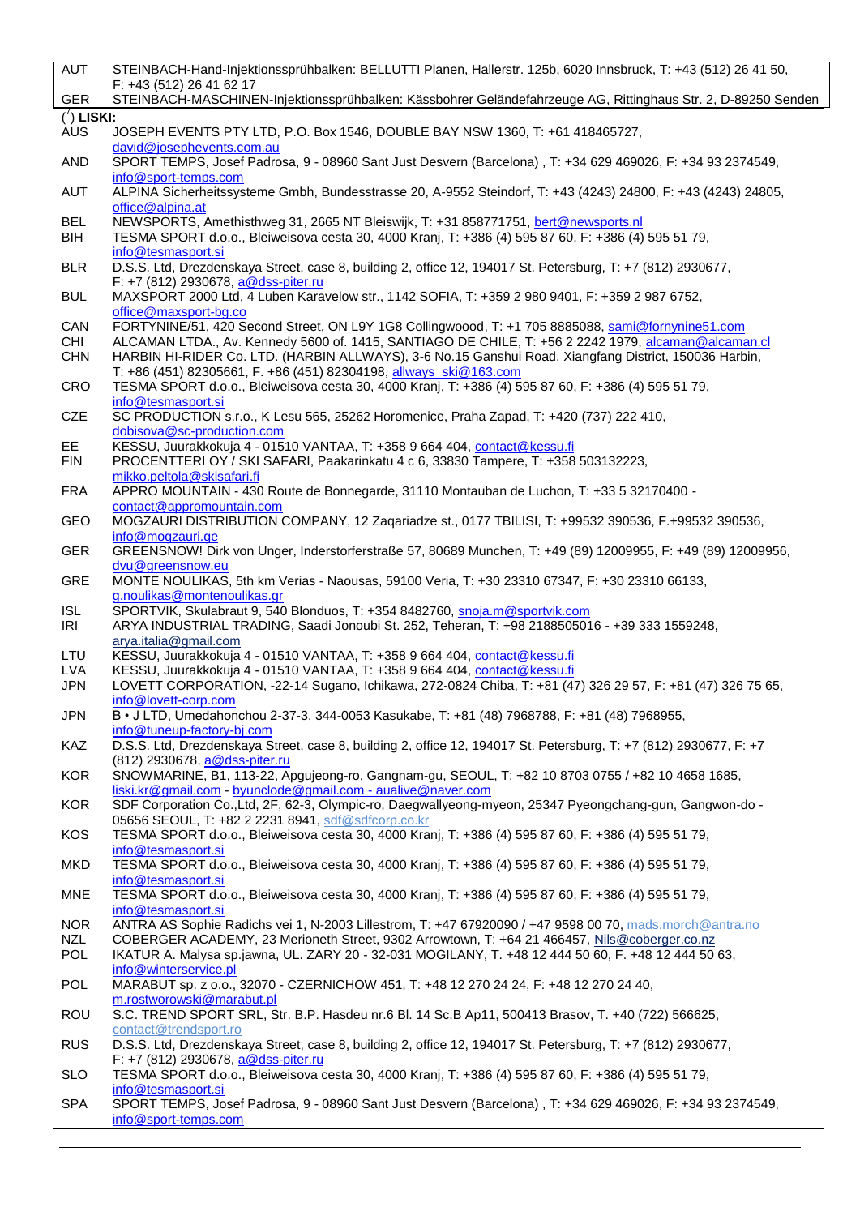| | |
|---|---|
| AUT | STEINBACH-Hand-Injektionssprühbalken: BELLUTTI Planen, Hallerstr. 125b, 6020 Innsbruck, T: +43 (512) 26 41 50, F: +43 (512) 26 41 62 17 |
| GER | STEINBACH-MASCHINEN-Injektionssprühbalken: Kässbohrer Geländefahrzeuge AG, Rittinghaus Str. 2, D-89250 Senden |

(7) **LISKI:**

| | |
|---|---|
| AUS | JOSEPH EVENTS PTY LTD, P.O. Box 1546, DOUBLE BAY NSW 1360, T: +61 418465727, david@josephevents.com.au |
| AND | SPORT TEMPS, Josef Padrosa, 9 - 08960 Sant Just Desvern (Barcelona) , T: +34 629 469026, F: +34 93 2374549, info@sport-temps.com |
| AUT | ALPINA Sicherheitssysteme Gmbh, Bundesstrasse 20, A-9552 Steindorf, T: +43 (4243) 24800, F: +43 (4243) 24805, office@alpina.at |
| BEL | NEWSPORTS, Amethisthweg 31, 2665 NT Bleiswijk, T: +31 858771751, bert@newsports.nl |
| BIH | TESMA SPORT d.o.o., Bleiweisova cesta 30, 4000 Kranj, T: +386 (4) 595 87 60, F: +386 (4) 595 51 79, info@tesmasport.si |
| BLR | D.S.S. Ltd, Drezdenskaya Street, case 8, building 2, office 12, 194017 St. Petersburg, T: +7 (812) 2930677, F: +7 (812) 2930678, a@dss-piter.ru |
| BUL | MAXSPORT 2000 Ltd, 4 Luben Karavelow str., 1142 SOFIA, T: +359 2 980 9401, F: +359 2 987 6752, office@maxsport-bg.co |
| CAN | FORTYNINE/51, 420 Second Street, ON L9Y 1G8 Collingwoood, T: +1 705 8885088, sami@fornynine51.com |
| CHI | ALCAMAN LTDA., Av. Kennedy 5600 of. 1415, SANTIAGO DE CHILE, T: +56 2 2242 1979, alcaman@alcaman.cl |
| CHN | HARBIN HI-RIDER Co. LTD. (HARBIN ALLWAYS), 3-6 No.15 Ganshui Road, Xiangfang District, 150036 Harbin, T: +86 (451) 82305661, F. +86 (451) 82304198, allways_ski@163.com |
| CRO | TESMA SPORT d.o.o., Bleiweisova cesta 30, 4000 Kranj, T: +386 (4) 595 87 60, F: +386 (4) 595 51 79, info@tesmasport.si |
| CZE | SC PRODUCTION s.r.o., K Lesu 565, 25262 Horomenice, Praha Zapad, T: +420 (737) 222 410, dobisova@sc-production.com |
| EE | KESSU, Juurakkokuja 4 - 01510 VANTAA, T: +358 9 664 404, contact@kessu.fi |
| FIN | PROCENTTERI OY / SKI SAFARI, Paakarinkatu 4 c 6, 33830 Tampere, T: +358 503132223, mikko.peltola@skisafari.fi |
| FRA | APPRO MOUNTAIN - 430 Route de Bonnegarde, 31110 Montauban de Luchon, T: +33 5 32170400 - contact@appromountain.com |
| GEO | MOGZAURI DISTRIBUTION COMPANY, 12 Zaqariadze st., 0177 TBILISI, T: +99532 390536, F.+99532 390536, info@mogzauri.ge |
| GER | GREENSNOW! Dirk von Unger, Inderstorferstraße 57, 80689 Munchen, T: +49 (89) 12009955, F: +49 (89) 12009956, dvu@greensnow.eu |
| GRE | MONTE NOULIKAS, 5th km Verias - Naousas, 59100 Veria, T: +30 23310 67347, F: +30 23310 66133, g.noulikas@montenoulikas.gr |
| ISL | SPORTVIK, Skulabraut 9, 540 Blonduos, T: +354 8482760, snoja.m@sportvik.com |
| IRI | ARYA INDUSTRIAL TRADING, Saadi Jonoubi St. 252, Teheran, T: +98 2188505016 - +39 333 1559248, arya.italia@gmail.com |
| LTU | KESSU, Juurakkokuja 4 - 01510 VANTAA, T: +358 9 664 404, contact@kessu.fi |
| LVA | KESSU, Juurakkokuja 4 - 01510 VANTAA, T: +358 9 664 404, contact@kessu.fi |
| JPN | LOVETT CORPORATION, -22-14 Sugano, Ichikawa, 272-0824 Chiba, T: +81 (47) 326 29 57, F: +81 (47) 326 75 65, info@lovett-corp.com |
| JPN | B • J LTD, Umedahonchou 2-37-3, 344-0053 Kasukabe, T: +81 (48) 7968788, F: +81 (48) 7968955, info@tuneup-factory-bj.com |
| KAZ | D.S.S. Ltd, Drezdenskaya Street, case 8, building 2, office 12, 194017 St. Petersburg, T: +7 (812) 2930677, F: +7 (812) 2930678, a@dss-piter.ru |
| KOR | SNOWMARINE, B1, 113-22, Apgujeong-ro, Gangnam-gu, SEOUL, T: +82 10 8703 0755 / +82 10 4658 1685, liski.kr@gmail.com - byunclode@gmail.com - aualive@naver.com |
| KOR | SDF Corporation Co.,Ltd, 2F, 62-3, Olympic-ro, Daegwallyeong-myeon, 25347 Pyeongchang-gun, Gangwon-do - 05656 SEOUL, T: +82 2 2231 8941, sdf@sdfcorp.co.kr |
| KOS | TESMA SPORT d.o.o., Bleiweisova cesta 30, 4000 Kranj, T: +386 (4) 595 87 60, F: +386 (4) 595 51 79, info@tesmasport.si |
| MKD | TESMA SPORT d.o.o., Bleiweisova cesta 30, 4000 Kranj, T: +386 (4) 595 87 60, F: +386 (4) 595 51 79, info@tesmasport.si |
| MNE | TESMA SPORT d.o.o., Bleiweisova cesta 30, 4000 Kranj, T: +386 (4) 595 87 60, F: +386 (4) 595 51 79, info@tesmasport.si |
| NOR | ANTRA AS Sophie Radichs vei 1, N-2003 Lillestrom, T: +47 67920090 / +47 9598 00 70, mads.morch@antra.no |
| NZL | COBERGER ACADEMY, 23 Merioneth Street, 9302 Arrowtown, T: +64 21 466457, Nils@coberger.co.nz |
| POL | IKATUR A. Malysa sp.jawna, UL. ZARY 20 - 32-031 MOGILANY, T. +48 12 444 50 60, F. +48 12 444 50 63, info@winterservice.pl |
| POL | MARABUT sp. z o.o., 32070 - CZERNICHOW 451, T: +48 12 270 24 24, F: +48 12 270 24 40, m.rostworowski@marabut.pl |
| ROU | S.C. TREND SPORT SRL, Str. B.P. Hasdeu nr.6 Bl. 14 Sc.B Ap11, 500413 Brasov, T. +40 (722) 566625, contact@trendsport.ro |
| RUS | D.S.S. Ltd, Drezdenskaya Street, case 8, building 2, office 12, 194017 St. Petersburg, T: +7 (812) 2930677, F: +7 (812) 2930678, a@dss-piter.ru |
| SLO | TESMA SPORT d.o.o., Bleiweisova cesta 30, 4000 Kranj, T: +386 (4) 595 87 60, F: +386 (4) 595 51 79, info@tesmasport.si |
| SPA | SPORT TEMPS, Josef Padrosa, 9 - 08960 Sant Just Desvern (Barcelona) , T: +34 629 469026, F: +34 93 2374549, info@sport-temps.com |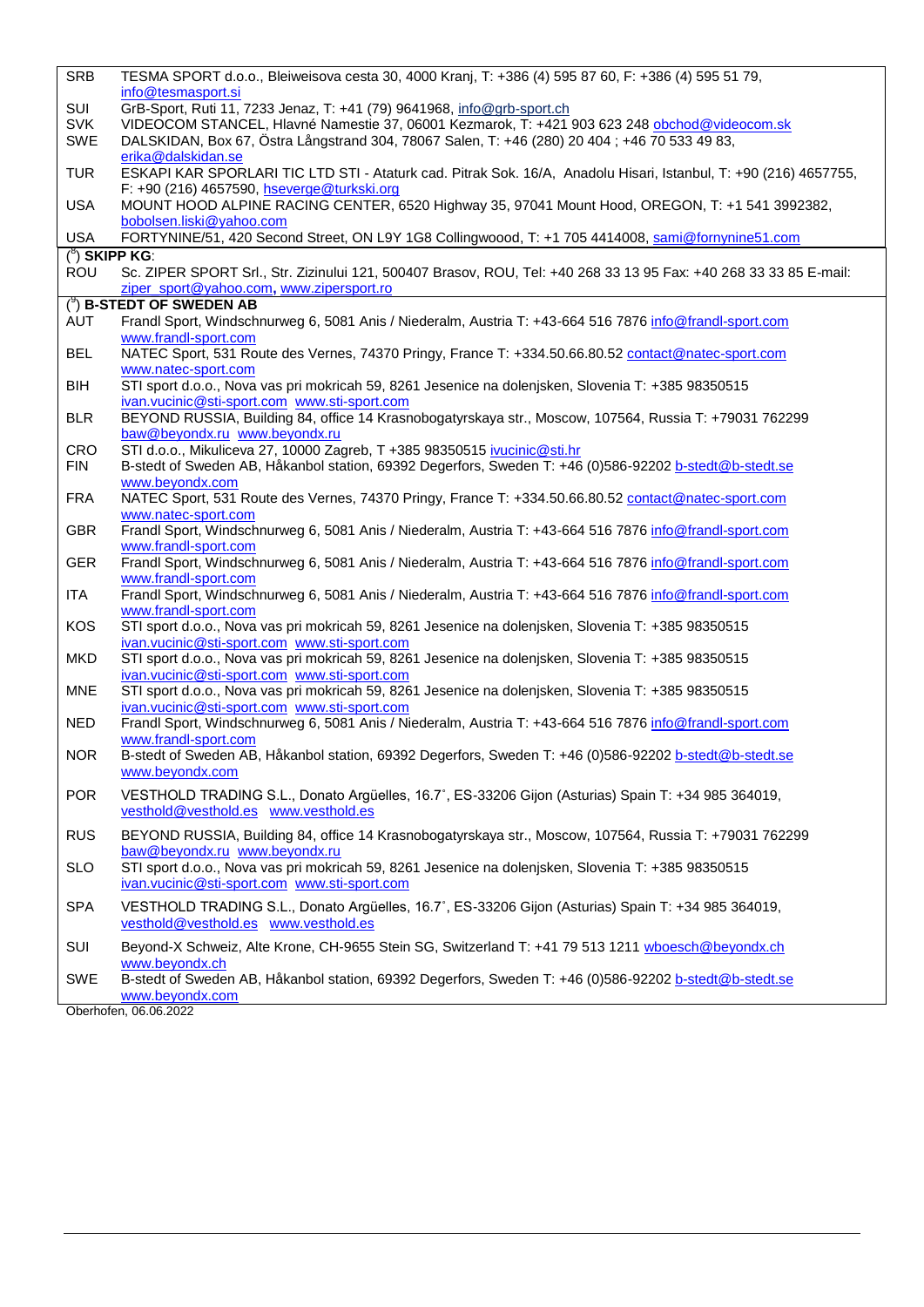| | |
|---|---|
| SRB | TESMA SPORT d.o.o., Bleiweisova cesta 30, 4000 Kranj, T: +386 (4) 595 87 60, F: +386 (4) 595 51 79, info@tesmasport.si |
| SUI | GrB-Sport, Ruti 11, 7233 Jenaz, T: +41 (79) 9641968, info@grb-sport.ch |
| SVK | VIDEOCOM STANCEL, Hlavné Namestie 37, 06001 Kezmarok, T: +421 903 623 248 obchod@videocom.sk |
| SWE | DALSKIDAN, Box 67, Östra Långstrand 304, 78067 Salen, T: +46 (280) 20 404 ; +46 70 533 49 83, erika@dalskidan.se |
| TUR | ESKAPI KAR SPORLARI TIC LTD STI - Ataturk cad. Pitrak Sok. 16/A, Anadolu Hisari, Istanbul, T: +90 (216) 4657755, F: +90 (216) 4657590, hseverge@turkski.org |
| USA | MOUNT HOOD ALPINE RACING CENTER, 6520 Highway 35, 97041 Mount Hood, OREGON, T: +1 541 3992382, bobolsen.liski@yahoo.com |
| USA | FORTYNINE/51, 420 Second Street, ON L9Y 1G8 Collingwoood, T: +1 705 4414008, sami@fornynine51.com |

([8]) **SKIPP KG**:

| | |
|---|---|
| ROU | Sc. ZIPER SPORT Srl., Str. Zizinului 121, 500407 Brasov, ROU, Tel: +40 268 33 13 95 Fax: +40 268 33 33 85 E-mail: ziper_sport@yahoo.com, www.zipersport.ro |

([9]) **B-STEDT OF SWEDEN AB**

| | |
|---|---|
| AUT | Frandl Sport, Windschnurweg 6, 5081 Anis / Niederalm, Austria T: +43-664 516 7876 info@frandl-sport.com www.frandl-sport.com |
| BEL | NATEC Sport, 531 Route des Vernes, 74370 Pringy, France T: +334.50.66.80.52 contact@natec-sport.com www.natec-sport.com |
| BIH | STI sport d.o.o., Nova vas pri mokricah 59, 8261 Jesenice na dolenjsken, Slovenia T: +385 98350515 ivan.vucinic@sti-sport.com www.sti-sport.com |
| BLR | BEYOND RUSSIA, Building 84, office 14 Krasnobogatyrskaya str., Moscow, 107564, Russia T: +79031 762299 baw@beyondx.ru www.beyondx.ru |
| CRO | STI d.o.o., Mikuliceva 27, 10000 Zagreb, T +385 98350515 ivucinic@sti.hr |
| FIN | B-stedt of Sweden AB, Håkanbol station, 69392 Degerfors, Sweden T: +46 (0)586-92202 b-stedt@b-stedt.se www.beyondx.com |
| FRA | NATEC Sport, 531 Route des Vernes, 74370 Pringy, France T: +334.50.66.80.52 contact@natec-sport.com www.natec-sport.com |
| GBR | Frandl Sport, Windschnurweg 6, 5081 Anis / Niederalm, Austria T: +43-664 516 7876 info@frandl-sport.com www.frandl-sport.com |
| GER | Frandl Sport, Windschnurweg 6, 5081 Anis / Niederalm, Austria T: +43-664 516 7876 info@frandl-sport.com www.frandl-sport.com |
| ITA | Frandl Sport, Windschnurweg 6, 5081 Anis / Niederalm, Austria T: +43-664 516 7876 info@frandl-sport.com www.frandl-sport.com |
| KOS | STI sport d.o.o., Nova vas pri mokricah 59, 8261 Jesenice na dolenjsken, Slovenia T: +385 98350515 ivan.vucinic@sti-sport.com www.sti-sport.com |
| MKD | STI sport d.o.o., Nova vas pri mokricah 59, 8261 Jesenice na dolenjsken, Slovenia T: +385 98350515 ivan.vucinic@sti-sport.com www.sti-sport.com |
| MNE | STI sport d.o.o., Nova vas pri mokricah 59, 8261 Jesenice na dolenjsken, Slovenia T: +385 98350515 ivan.vucinic@sti-sport.com www.sti-sport.com |
| NED | Frandl Sport, Windschnurweg 6, 5081 Anis / Niederalm, Austria T: +43-664 516 7876 info@frandl-sport.com www.frandl-sport.com |
| NOR | B-stedt of Sweden AB, Håkanbol station, 69392 Degerfors, Sweden T: +46 (0)586-92202 b-stedt@b-stedt.se www.beyondx.com |
| POR | VESTHOLD TRADING S.L., Donato Argüelles, 16.7˚, ES-33206 Gijon (Asturias) Spain T: +34 985 364019, vesthold@vesthold.es www.vesthold.es |
| RUS | BEYOND RUSSIA, Building 84, office 14 Krasnobogatyrskaya str., Moscow, 107564, Russia T: +79031 762299 baw@beyondx.ru www.beyondx.ru |
| SLO | STI sport d.o.o., Nova vas pri mokricah 59, 8261 Jesenice na dolenjsken, Slovenia T: +385 98350515 ivan.vucinic@sti-sport.com www.sti-sport.com |
| SPA | VESTHOLD TRADING S.L., Donato Argüelles, 16.7˚, ES-33206 Gijon (Asturias) Spain T: +34 985 364019, vesthold@vesthold.es www.vesthold.es |
| SUI | Beyond-X Schweiz, Alte Krone, CH-9655 Stein SG, Switzerland T: +41 79 513 1211 wboesch@beyondx.ch www.beyondx.ch |
| SWE | B-stedt of Sweden AB, Håkanbol station, 69392 Degerfors, Sweden T: +46 (0)586-92202 b-stedt@b-stedt.se www.beyondx.com |

Oberhofen, 06.06.2022